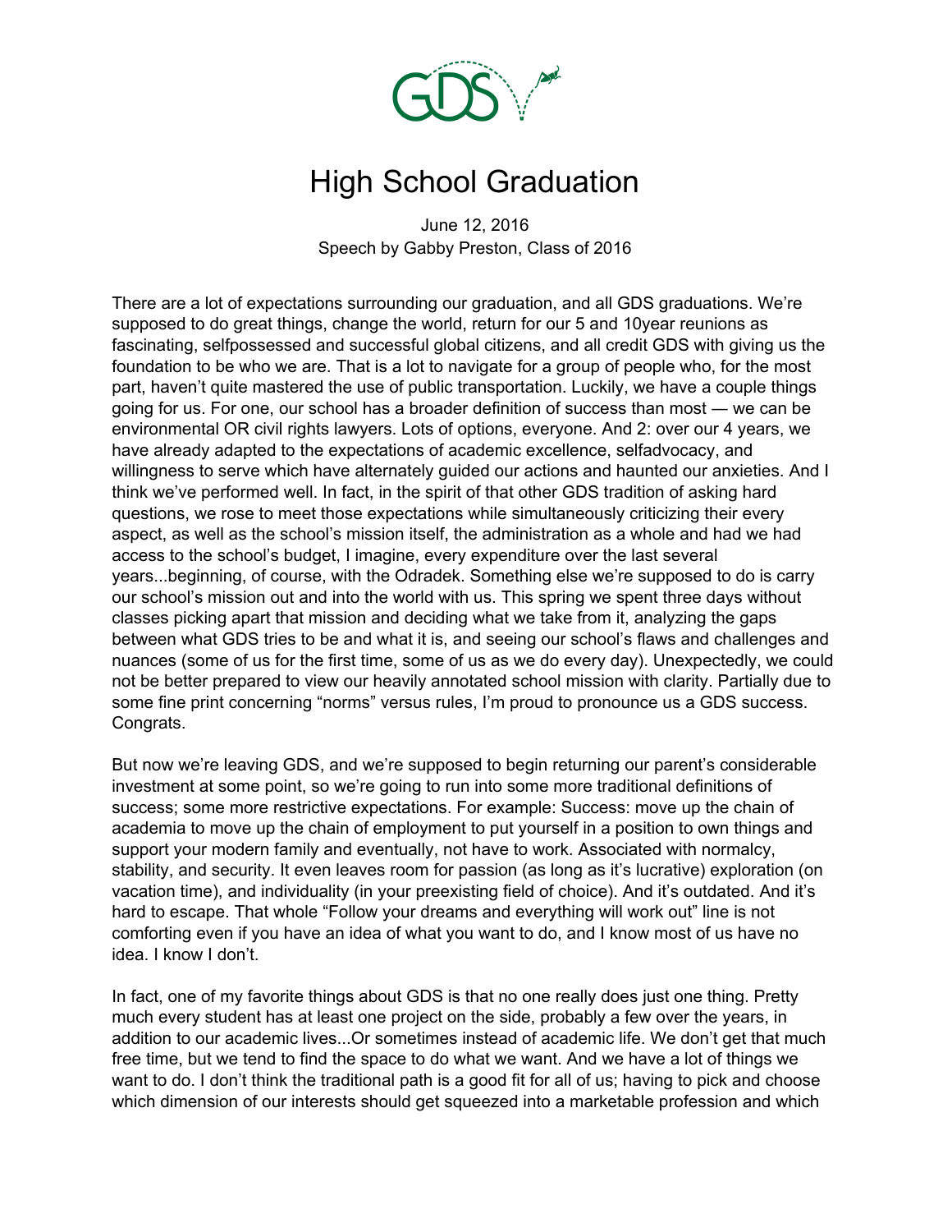# High School Graduation

June 12, 2016
Speech by Gabby Preston, Class of 2016

There are a lot of expectations surrounding our graduation, and all GDS graduations. We're supposed to do great things, change the world, return for our 5 and 10year reunions as fascinating, selfpossessed and successful global citizens, and all credit GDS with giving us the foundation to be who we are. That is a lot to navigate for a group of people who, for the most part, haven't quite mastered the use of public transportation. Luckily, we have a couple things going for us. For one, our school has a broader definition of success than most — we can be environmental OR civil rights lawyers. Lots of options, everyone. And 2: over our 4 years, we have already adapted to the expectations of academic excellence, selfadvocacy, and willingness to serve which have alternately guided our actions and haunted our anxieties. And I think we've performed well. In fact, in the spirit of that other GDS tradition of asking hard questions, we rose to meet those expectations while simultaneously criticizing their every aspect, as well as the school's mission itself, the administration as a whole and had we had access to the school's budget, I imagine, every expenditure over the last several years...beginning, of course, with the Odradek. Something else we're supposed to do is carry our school's mission out and into the world with us. This spring we spent three days without classes picking apart that mission and deciding what we take from it, analyzing the gaps between what GDS tries to be and what it is, and seeing our school's flaws and challenges and nuances (some of us for the first time, some of us as we do every day). Unexpectedly, we could not be better prepared to view our heavily annotated school mission with clarity. Partially due to some fine print concerning "norms" versus rules, I'm proud to pronounce us a GDS success. Congrats.

But now we're leaving GDS, and we're supposed to begin returning our parent's considerable investment at some point, so we're going to run into some more traditional definitions of success; some more restrictive expectations. For example: Success: move up the chain of academia to move up the chain of employment to put yourself in a position to own things and support your modern family and eventually, not have to work. Associated with normalcy, stability, and security. It even leaves room for passion (as long as it's lucrative) exploration (on vacation time), and individuality (in your preexisting field of choice). And it's outdated. And it's hard to escape. That whole "Follow your dreams and everything will work out" line is not comforting even if you have an idea of what you want to do, and I know most of us have no idea. I know I don't.

In fact, one of my favorite things about GDS is that no one really does just one thing. Pretty much every student has at least one project on the side, probably a few over the years, in addition to our academic lives...Or sometimes instead of academic life. We don't get that much free time, but we tend to find the space to do what we want. And we have a lot of things we want to do. I don't think the traditional path is a good fit for all of us; having to pick and choose which dimension of our interests should get squeezed into a marketable profession and which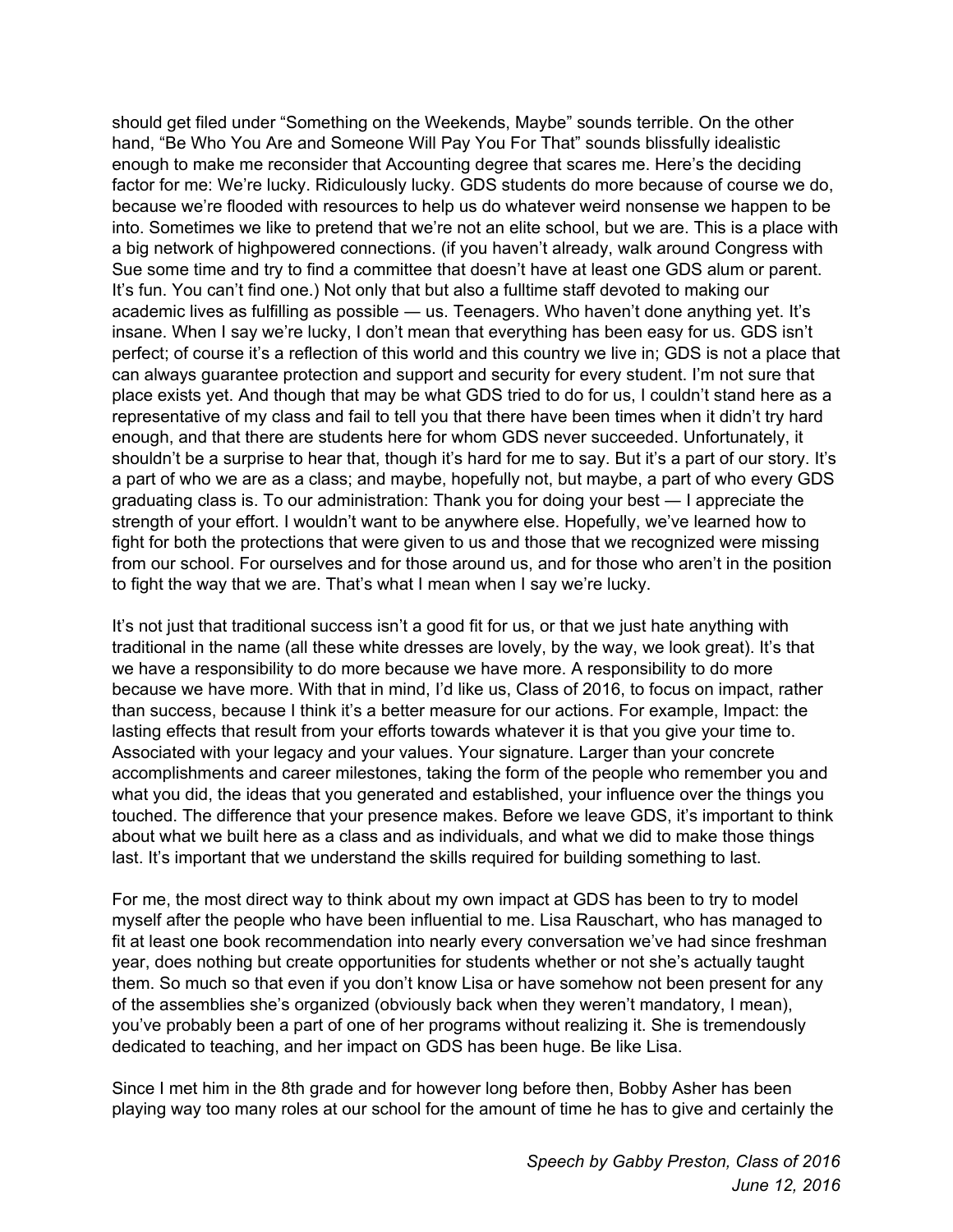should get filed under "Something on the Weekends, Maybe" sounds terrible. On the other hand, "Be Who You Are and Someone Will Pay You For That" sounds blissfully idealistic enough to make me reconsider that Accounting degree that scares me. Here's the deciding factor for me: We're lucky. Ridiculously lucky. GDS students do more because of course we do, because we're flooded with resources to help us do whatever weird nonsense we happen to be into. Sometimes we like to pretend that we're not an elite school, but we are. This is a place with a big network of highpowered connections. (if you haven't already, walk around Congress with Sue some time and try to find a committee that doesn't have at least one GDS alum or parent. It's fun. You can't find one.) Not only that but also a fulltime staff devoted to making our academic lives as fulfilling as possible — us. Teenagers. Who haven't done anything yet. It's insane. When I say we're lucky, I don't mean that everything has been easy for us. GDS isn't perfect; of course it's a reflection of this world and this country we live in; GDS is not a place that can always guarantee protection and support and security for every student. I'm not sure that place exists yet. And though that may be what GDS tried to do for us, I couldn't stand here as a representative of my class and fail to tell you that there have been times when it didn't try hard enough, and that there are students here for whom GDS never succeeded. Unfortunately, it shouldn't be a surprise to hear that, though it's hard for me to say. But it's a part of our story. It's a part of who we are as a class; and maybe, hopefully not, but maybe, a part of who every GDS graduating class is. To our administration: Thank you for doing your best — I appreciate the strength of your effort. I wouldn't want to be anywhere else. Hopefully, we've learned how to fight for both the protections that were given to us and those that we recognized were missing from our school. For ourselves and for those around us, and for those who aren't in the position to fight the way that we are. That's what I mean when I say we're lucky.

It's not just that traditional success isn't a good fit for us, or that we just hate anything with traditional in the name (all these white dresses are lovely, by the way, we look great). It's that we have a responsibility to do more because we have more. A responsibility to do more because we have more. With that in mind, I'd like us, Class of 2016, to focus on impact, rather than success, because I think it's a better measure for our actions. For example, Impact: the lasting effects that result from your efforts towards whatever it is that you give your time to. Associated with your legacy and your values. Your signature. Larger than your concrete accomplishments and career milestones, taking the form of the people who remember you and what you did, the ideas that you generated and established, your influence over the things you touched. The difference that your presence makes. Before we leave GDS, it's important to think about what we built here as a class and as individuals, and what we did to make those things last. It's important that we understand the skills required for building something to last.

For me, the most direct way to think about my own impact at GDS has been to try to model myself after the people who have been influential to me. Lisa Rauschart, who has managed to fit at least one book recommendation into nearly every conversation we've had since freshman year, does nothing but create opportunities for students whether or not she's actually taught them. So much so that even if you don't know Lisa or have somehow not been present for any of the assemblies she's organized (obviously back when they weren't mandatory, I mean), you've probably been a part of one of her programs without realizing it. She is tremendously dedicated to teaching, and her impact on GDS has been huge. Be like Lisa.

Since I met him in the 8th grade and for however long before then, Bobby Asher has been playing way too many roles at our school for the amount of time he has to give and certainly the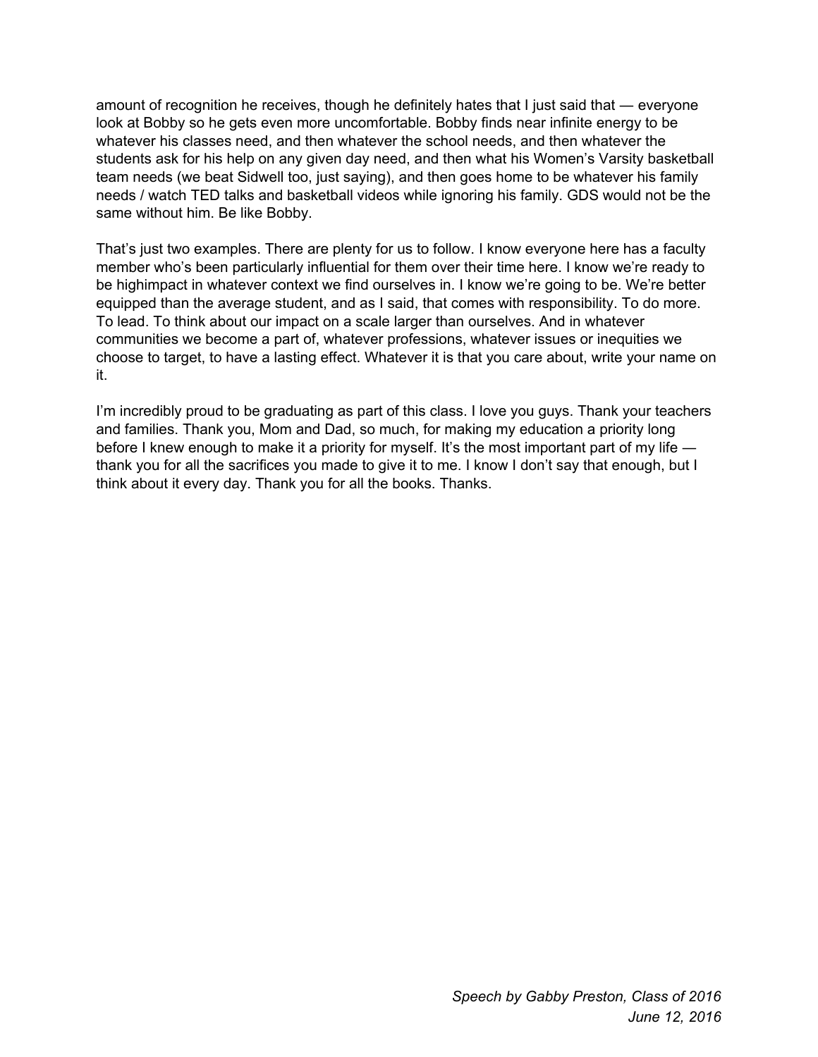amount of recognition he receives, though he definitely hates that I just said that — everyone look at Bobby so he gets even more uncomfortable. Bobby finds near infinite energy to be whatever his classes need, and then whatever the school needs, and then whatever the students ask for his help on any given day need, and then what his Women's Varsity basketball team needs (we beat Sidwell too, just saying), and then goes home to be whatever his family needs / watch TED talks and basketball videos while ignoring his family. GDS would not be the same without him. Be like Bobby.

That's just two examples. There are plenty for us to follow. I know everyone here has a faculty member who's been particularly influential for them over their time here. I know we're ready to be highimpact in whatever context we find ourselves in. I know we're going to be. We're better equipped than the average student, and as I said, that comes with responsibility. To do more. To lead. To think about our impact on a scale larger than ourselves. And in whatever communities we become a part of, whatever professions, whatever issues or inequities we choose to target, to have a lasting effect. Whatever it is that you care about, write your name on it.

I'm incredibly proud to be graduating as part of this class. I love you guys. Thank your teachers and families. Thank you, Mom and Dad, so much, for making my education a priority long before I knew enough to make it a priority for myself. It's the most important part of my life — thank you for all the sacrifices you made to give it to me. I know I don't say that enough, but I think about it every day. Thank you for all the books. Thanks.

*Speech by Gabby Preston, Class of 2016*
*June 12, 2016*